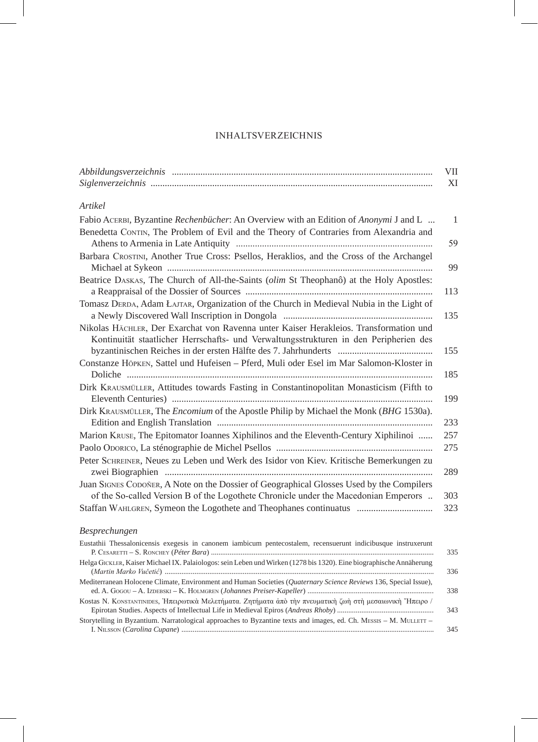# INHALTSVERZEICHNIS

| | |
|---|---|
| *Abbildungsverzeichnis* | VII |
| *Siglenverzeichnis* | XI |

*Artikel*

| | |
|---|---|
| Fabio Acerbi, Byzantine *Rechenbücher*: An Overview with an Edition of *Anonymi* J and L | 1 |
| Benedetta Contin, The Problem of Evil and the Theory of Contraries from Alexandria and Athens to Armenia in Late Antiquity | 59 |
| Barbara Crostini, Another True Cross: Psellos, Heraklios, and the Cross of the Archangel Michael at Sykeon | 99 |
| Beatrice Daskas, The Church of All-the-Saints (*olim* St Theophanô) at the Holy Apostles: a Reappraisal of the Dossier of Sources | 113 |
| Tomasz Derda, Adam Łajtar, Organization of the Church in Medieval Nubia in the Light of a Newly Discovered Wall Inscription in Dongola | 135 |
| Nikolas Hächler, Der Exarchat von Ravenna unter Kaiser Herakleios. Transformation und Kontinuität staatlicher Herrschafts- und Verwaltungsstrukturen in den Peripherien des byzantinischen Reiches in der ersten Hälfte des 7. Jahrhunderts | 155 |
| Constanze Höpken, Sattel und Hufeisen – Pferd, Muli oder Esel im Mar Salomon-Kloster in Doliche | 185 |
| Dirk Krausmüller, Attitudes towards Fasting in Constantinopolitan Monasticism (Fifth to Eleventh Centuries) | 199 |
| Dirk Krausmüller, The *Encomium* of the Apostle Philip by Michael the Monk (*BHG* 1530a). Edition and English Translation | 233 |
| Marion Kruse, The Epitomator Ioannes Xiphilinos and the Eleventh-Century Xiphilinoi | 257 |
| Paolo Odorico, La sténographie de Michel Psellos | 275 |
| Peter Schreiner, Neues zu Leben und Werk des Isidor von Kiev. Kritische Bemerkungen zu zwei Biographien | 289 |
| Juan Signes Codoñer, A Note on the Dossier of Geographical Glosses Used by the Compilers of the So-called Version B of the Logothete Chronicle under the Macedonian Emperors | 303 |
| Staffan Wahlgren, Symeon the Logothete and Theophanes continuatus | 323 |

*Besprechungen*

| | |
|---|---|
| Eustathii Thessalonicensis exegesis in canonem iambicum pentecostalem, recensuerunt indicibusque instruxerunt P. Cesaretti – S. Ronchey (*Péter Bara*) | 335 |
| Helga Gickler, Kaiser Michael IX. Palaiologos: sein Leben und Wirken (1278 bis 1320). Eine biographische Annäherung (*Martin Marko Vučetić*) | 336 |
| Mediterranean Holocene Climate, Environment and Human Societies (*Quaternary Science Reviews* 136, Special Issue), ed. A. Gogou – A. Izdebski – K. Holmgren (*Johannes Preiser-Kapeller*) | 338 |
| Kostas N. Konstantinides, Ἠπειρωτικὰ Μελετήματα. Ζητήματα ἀπὸ τὴν πνευματικὴ ζωὴ στὴ μεσαιωνικὴ Ἤπειρο / Epirotan Studies. Aspects of Intellectual Life in Medieval Epiros (*Andreas Rhoby*) | 343 |
| Storytelling in Byzantium. Narratological approaches to Byzantine texts and images, ed. Ch. Messis – M. Mullett – I. Nilsson (*Carolina Cupane*) | 345 |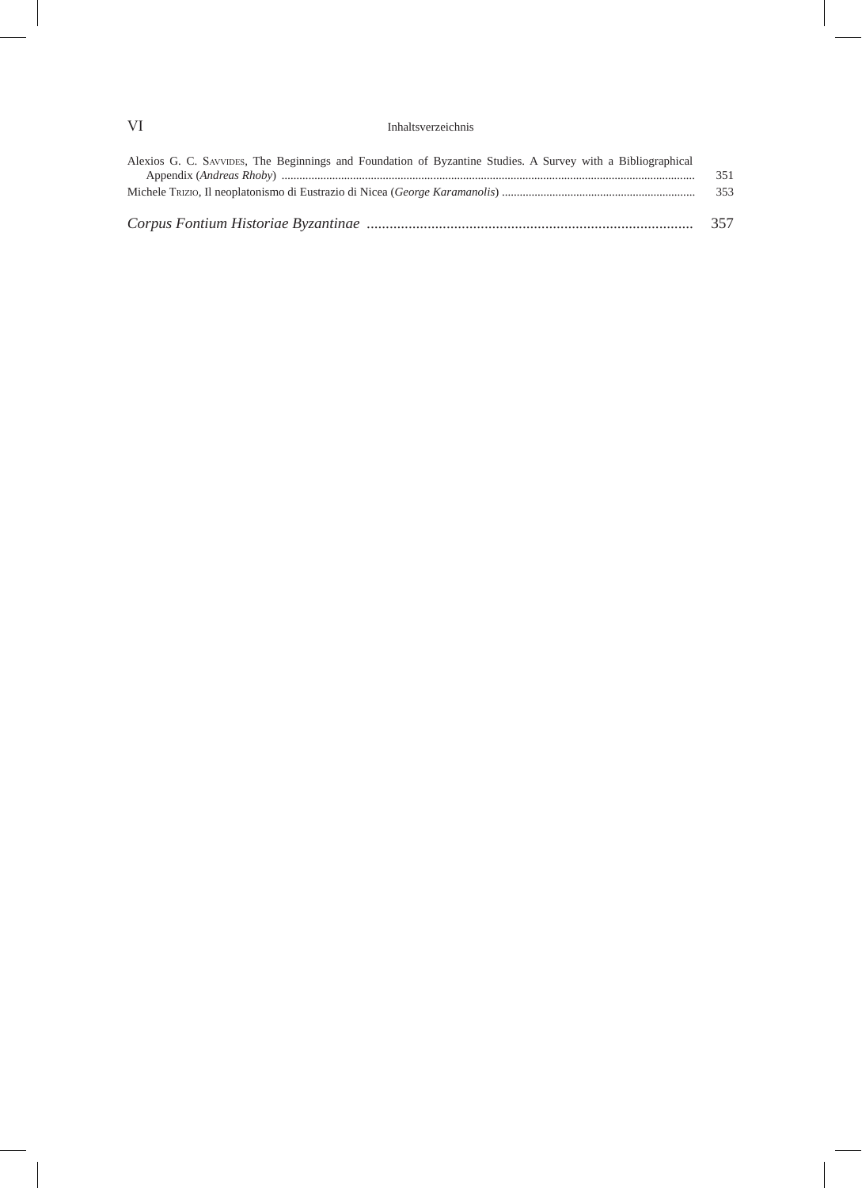Alexios G. C. Savvides, The Beginnings and Foundation of Byzantine Studies. A Survey with a Bibliographical Appendix (*Andreas Rhoby*) ............................................................ 351

Michele Trizio, Il neoplatonismo di Eustrazio di Nicea (*George Karamanolis*) ............................................................ 353

*Corpus Fontium Historiae Byzantinae* ............................................................ 357